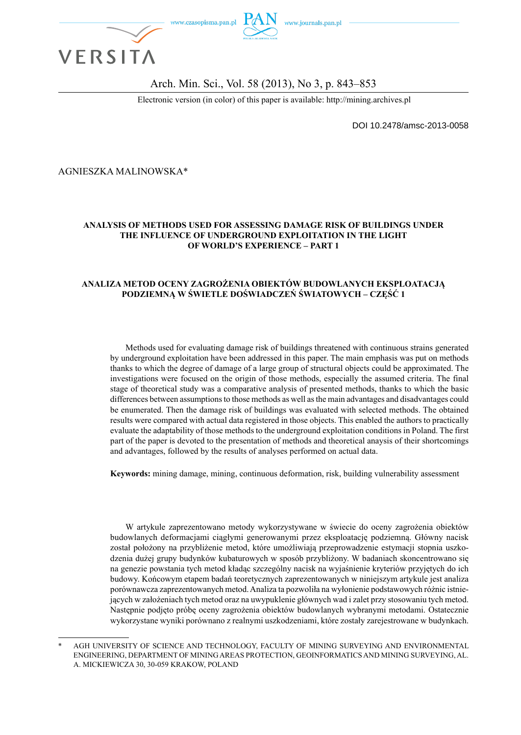Electronic version (in color) of this paper is available: http://mining.archives.pl

DOI 10.2478/amsc-2013-0058

AGNIESZKA MALINOWSKA*

# ANALYSIS OF METHODS USED FOR ASSESSING DAMAGE RISK OF BUILDINGS UNDER THE INFLUENCE OF UNDERGROUND EXPLOITATION IN THE LIGHT OF WORLD'S EXPERIENCE – PART 1

# ANALIZA METOD OCENY ZAGROŻENIA OBIEKTÓW BUDOWLANYCH EKSPLOATACJĄ PODZIEMNĄ W ŚWIETLE DOŚWIADCZEŃ ŚWIATOWYCH – CZĘŚĆ 1

Methods used for evaluating damage risk of buildings threatened with continuous strains generated by underground exploitation have been addressed in this paper. The main emphasis was put on methods thanks to which the degree of damage of a large group of structural objects could be approximated. The investigations were focused on the origin of those methods, especially the assumed criteria. The final stage of theoretical study was a comparative analysis of presented methods, thanks to which the basic differences between assumptions to those methods as well as the main advantages and disadvantages could be enumerated. Then the damage risk of buildings was evaluated with selected methods. The obtained results were compared with actual data registered in those objects. This enabled the authors to practically evaluate the adaptability of those methods to the underground exploitation conditions in Poland. The first part of the paper is devoted to the presentation of methods and theoretical anaysis of their shortcomings and advantages, followed by the results of analyses performed on actual data.

**Keywords:** mining damage, mining, continuous deformation, risk, building vulnerability assessment

W artykule zaprezentowano metody wykorzystywane w świecie do oceny zagrożenia obiektów budowlanych deformacjami ciągłymi generowanymi przez eksploatację podziemną. Główny nacisk został położony na przybliżenie metod, które umożliwiają przeprowadzenie estymacji stopnia uszkodzenia dużej grupy budynków kubaturowych w sposób przybliżony. W badaniach skoncentrowano się na genezie powstania tych metod kładąc szczególny nacisk na wyjaśnienie kryteriów przyjętych do ich budowy. Końcowym etapem badań teoretycznych zaprezentowanych w niniejszym artykule jest analiza porównawcza zaprezentowanych metod. Analiza ta pozwoliła na wyłonienie podstawowych różnic istniejących w założeniach tych metod oraz na uwypuklenie głównych wad i zalet przy stosowaniu tych metod. Następnie podjęto próbę oceny zagrożenia obiektów budowlanych wybranymi metodami. Ostatecznie wykorzystane wyniki porównano z realnymi uszkodzeniami, które zostały zarejestrowane w budynkach.

---

\* AGH UNIVERSITY OF SCIENCE AND TECHNOLOGY, FACULTY OF MINING SURVEYING AND ENVIRONMENTAL ENGINEERING, DEPARTMENT OF MINING AREAS PROTECTION, GEOINFORMATICS AND MINING SURVEYING, AL. A. MICKIEWICZA 30, 30-059 KRAKOW, POLAND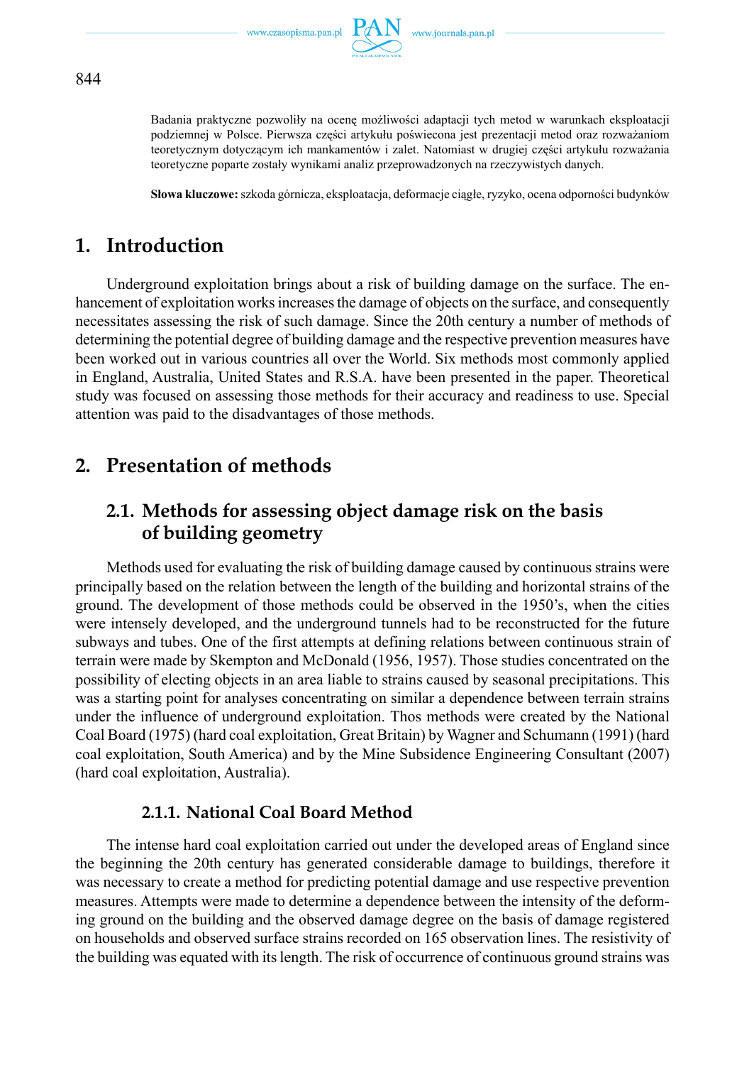Badania praktyczne pozwoliły na ocenę możliwości adaptacji tych metod w warunkach eksploatacji podziemnej w Polsce. Pierwsza części artykułu poświecona jest prezentacji metod oraz rozważaniom teoretycznym dotyczącym ich mankamentów i zalet. Natomiast w drugiej części artykułu rozważania teoretyczne poparte zostały wynikami analiz przeprowadzonych na rzeczywistych danych.

**Słowa kluczowe:** szkoda górnicza, eksploatacja, deformacje ciągłe, ryzyko, ocena odporności budynków

# 1. Introduction

Underground exploitation brings about a risk of building damage on the surface. The enhancement of exploitation works increases the damage of objects on the surface, and consequently necessitates assessing the risk of such damage. Since the 20th century a number of methods of determining the potential degree of building damage and the respective prevention measures have been worked out in various countries all over the World. Six methods most commonly applied in England, Australia, United States and R.S.A. have been presented in the paper. Theoretical study was focused on assessing those methods for their accuracy and readiness to use. Special attention was paid to the disadvantages of those methods.

# 2. Presentation of methods

## 2.1. Methods for assessing object damage risk on the basis of building geometry

Methods used for evaluating the risk of building damage caused by continuous strains were principally based on the relation between the length of the building and horizontal strains of the ground. The development of those methods could be observed in the 1950's, when the cities were intensely developed, and the underground tunnels had to be reconstructed for the future subways and tubes. One of the first attempts at defining relations between continuous strain of terrain were made by Skempton and McDonald (1956, 1957). Those studies concentrated on the possibility of electing objects in an area liable to strains caused by seasonal precipitations. This was a starting point for analyses concentrating on similar a dependence between terrain strains under the influence of underground exploitation. Thos methods were created by the National Coal Board (1975) (hard coal exploitation, Great Britain) by Wagner and Schumann (1991) (hard coal exploitation, South America) and by the Mine Subsidence Engineering Consultant (2007) (hard coal exploitation, Australia).

### 2.1.1. National Coal Board Method

The intense hard coal exploitation carried out under the developed areas of England since the beginning the 20th century has generated considerable damage to buildings, therefore it was necessary to create a method for predicting potential damage and use respective prevention measures. Attempts were made to determine a dependence between the intensity of the deforming ground on the building and the observed damage degree on the basis of damage registered on households and observed surface strains recorded on 165 observation lines. The resistivity of the building was equated with its length. The risk of occurrence of continuous ground strains was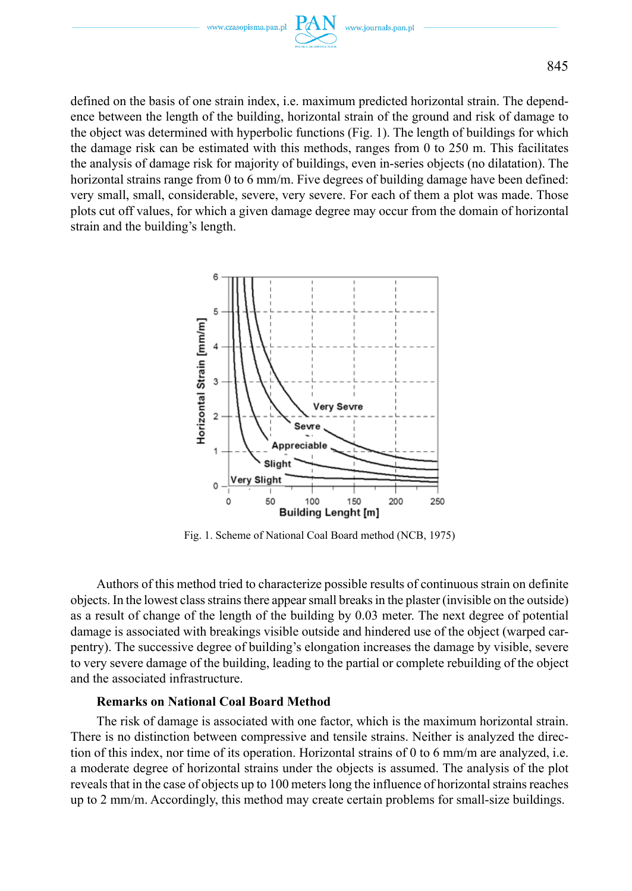defined on the basis of one strain index, i.e. maximum predicted horizontal strain. The dependence between the length of the building, horizontal strain of the ground and risk of damage to the object was determined with hyperbolic functions (Fig. 1). The length of buildings for which the damage risk can be estimated with this methods, ranges from 0 to 250 m. This facilitates the analysis of damage risk for majority of buildings, even in-series objects (no dilatation). The horizontal strains range from 0 to 6 mm/m. Five degrees of building damage have been defined: very small, small, considerable, severe, very severe. For each of them a plot was made. Those plots cut off values, for which a given damage degree may occur from the domain of horizontal strain and the building's length.

Fig. 1. Scheme of National Coal Board method (NCB, 1975)

Authors of this method tried to characterize possible results of continuous strain on definite objects. In the lowest class strains there appear small breaks in the plaster (invisible on the outside) as a result of change of the length of the building by 0.03 meter. The next degree of potential damage is associated with breakings visible outside and hindered use of the object (warped carpentry). The successive degree of building's elongation increases the damage by visible, severe to very severe damage of the building, leading to the partial or complete rebuilding of the object and the associated infrastructure.

**Remarks on National Coal Board Method**

The risk of damage is associated with one factor, which is the maximum horizontal strain. There is no distinction between compressive and tensile strains. Neither is analyzed the direction of this index, nor time of its operation. Horizontal strains of 0 to 6 mm/m are analyzed, i.e. a moderate degree of horizontal strains under the objects is assumed. The analysis of the plot reveals that in the case of objects up to 100 meters long the influence of horizontal strains reaches up to 2 mm/m. Accordingly, this method may create certain problems for small-size buildings.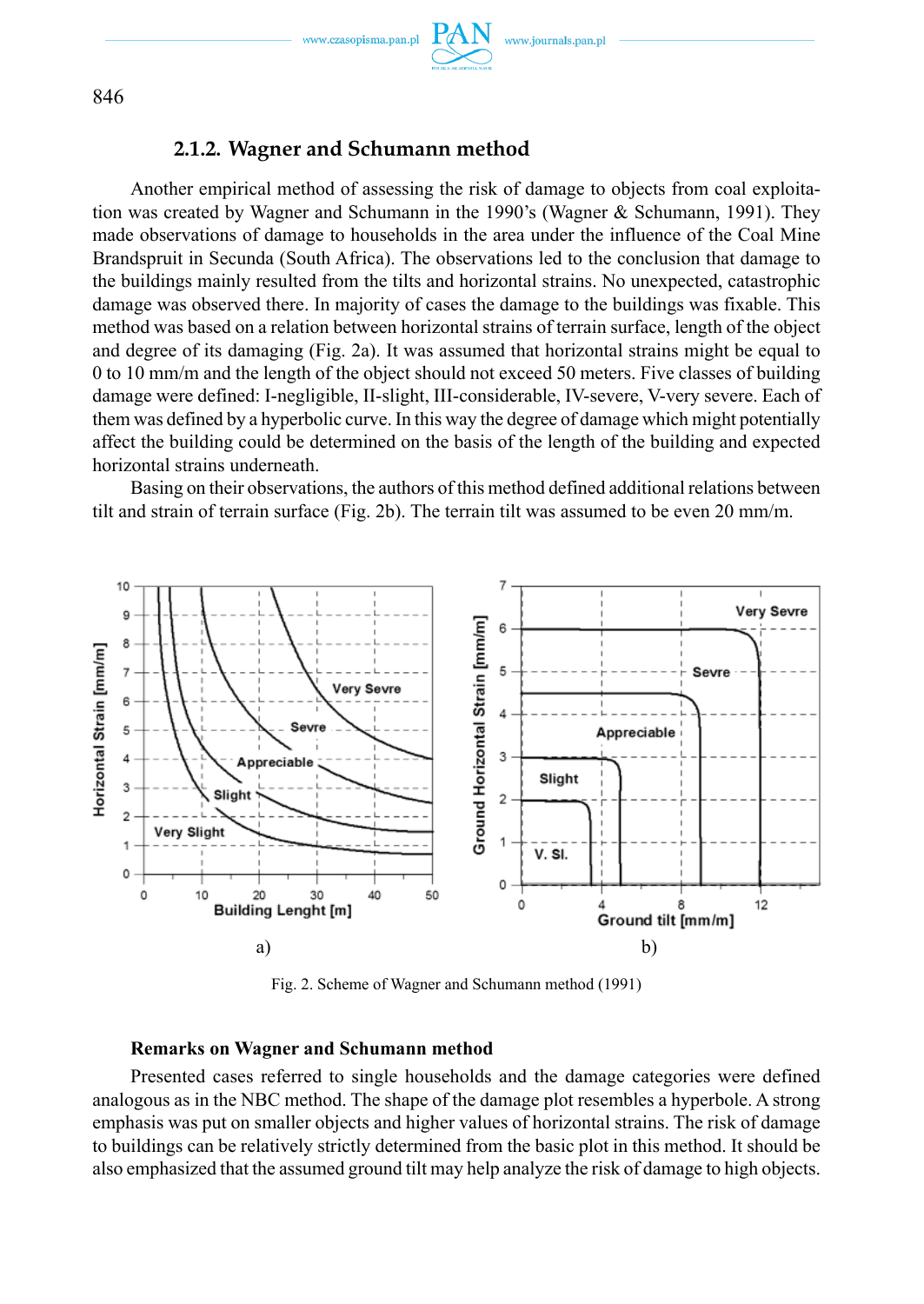### 2.1.2. Wagner and Schumann method

Another empirical method of assessing the risk of damage to objects from coal exploitation was created by Wagner and Schumann in the 1990's (Wagner & Schumann, 1991). They made observations of damage to households in the area under the influence of the Coal Mine Brandspruit in Secunda (South Africa). The observations led to the conclusion that damage to the buildings mainly resulted from the tilts and horizontal strains. No unexpected, catastrophic damage was observed there. In majority of cases the damage to the buildings was fixable. This method was based on a relation between horizontal strains of terrain surface, length of the object and degree of its damaging (Fig. 2a). It was assumed that horizontal strains might be equal to 0 to 10 mm/m and the length of the object should not exceed 50 meters. Five classes of building damage were defined: I-negligible, II-slight, III-considerable, IV-severe, V-very severe. Each of them was defined by a hyperbolic curve. In this way the degree of damage which might potentially affect the building could be determined on the basis of the length of the building and expected horizontal strains underneath.

Basing on their observations, the authors of this method defined additional relations between tilt and strain of terrain surface (Fig. 2b). The terrain tilt was assumed to be even 20 mm/m.

Fig. 2. Scheme of Wagner and Schumann method (1991)

**Remarks on Wagner and Schumann method**

Presented cases referred to single households and the damage categories were defined analogous as in the NBC method. The shape of the damage plot resembles a hyperbole. A strong emphasis was put on smaller objects and higher values of horizontal strains. The risk of damage to buildings can be relatively strictly determined from the basic plot in this method. It should be also emphasized that the assumed ground tilt may help analyze the risk of damage to high objects.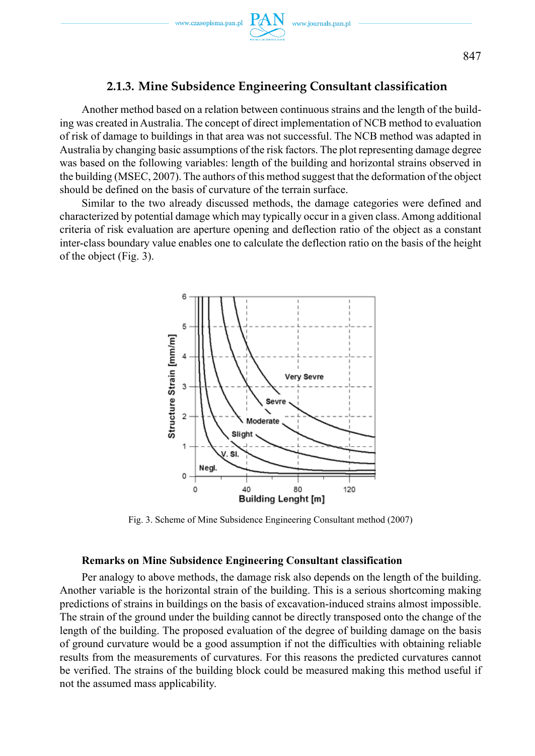### 2.1.3. Mine Subsidence Engineering Consultant classification

Another method based on a relation between continuous strains and the length of the building was created in Australia. The concept of direct implementation of NCB method to evaluation of risk of damage to buildings in that area was not successful. The NCB method was adapted in Australia by changing basic assumptions of the risk factors. The plot representing damage degree was based on the following variables: length of the building and horizontal strains observed in the building (MSEC, 2007). The authors of this method suggest that the deformation of the object should be defined on the basis of curvature of the terrain surface.

Similar to the two already discussed methods, the damage categories were defined and characterized by potential damage which may typically occur in a given class. Among additional criteria of risk evaluation are aperture opening and deflection ratio of the object as a constant inter-class boundary value enables one to calculate the deflection ratio on the basis of the height of the object (Fig. 3).

Fig. 3. Scheme of Mine Subsidence Engineering Consultant method (2007)

**Remarks on Mine Subsidence Engineering Consultant classification**

Per analogy to above methods, the damage risk also depends on the length of the building. Another variable is the horizontal strain of the building. This is a serious shortcoming making predictions of strains in buildings on the basis of excavation-induced strains almost impossible. The strain of the ground under the building cannot be directly transposed onto the change of the length of the building. The proposed evaluation of the degree of building damage on the basis of ground curvature would be a good assumption if not the difficulties with obtaining reliable results from the measurements of curvatures. For this reasons the predicted curvatures cannot be verified. The strains of the building block could be measured making this method useful if not the assumed mass applicability.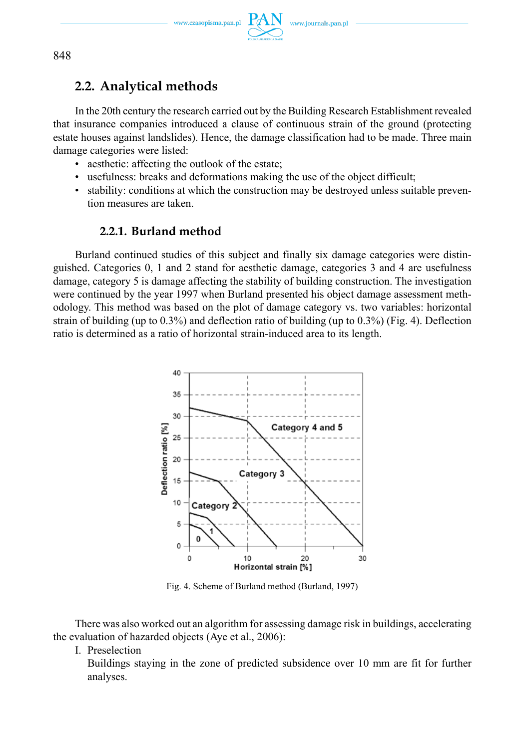## 2.2. Analytical methods

In the 20th century the research carried out by the Building Research Establishment revealed that insurance companies introduced a clause of continuous strain of the ground (protecting estate houses against landslides). Hence, the damage classification had to be made. Three main damage categories were listed:

- aesthetic: affecting the outlook of the estate;
- usefulness: breaks and deformations making the use of the object difficult;
- stability: conditions at which the construction may be destroyed unless suitable prevention measures are taken.

### 2.2.1. Burland method

Burland continued studies of this subject and finally six damage categories were distinguished. Categories 0, 1 and 2 stand for aesthetic damage, categories 3 and 4 are usefulness damage, category 5 is damage affecting the stability of building construction. The investigation were continued by the year 1997 when Burland presented his object damage assessment methodology. This method was based on the plot of damage category vs. two variables: horizontal strain of building (up to 0.3%) and deflection ratio of building (up to 0.3%) (Fig. 4). Deflection ratio is determined as a ratio of horizontal strain-induced area to its length.

Fig. 4. Scheme of Burland method (Burland, 1997)

There was also worked out an algorithm for assessing damage risk in buildings, accelerating the evaluation of hazarded objects (Aye et al., 2006):

I. Preselection

Buildings staying in the zone of predicted subsidence over 10 mm are fit for further analyses.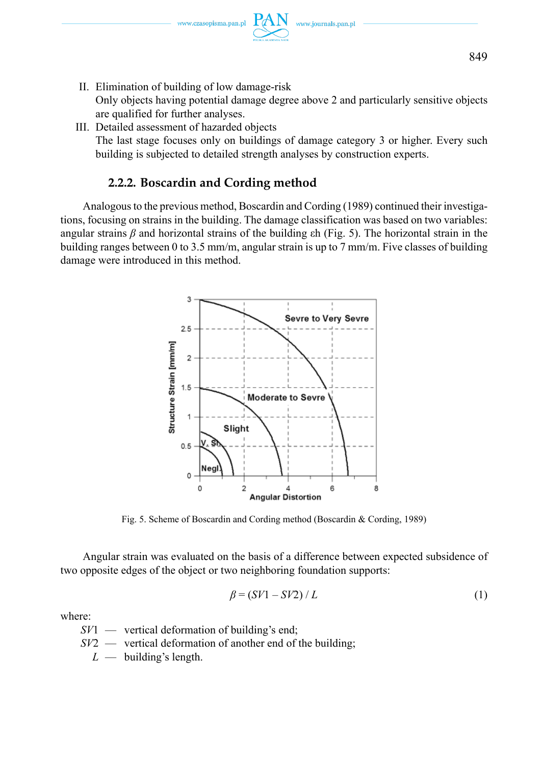II. Elimination of building of low damage-risk
    Only objects having potential damage degree above 2 and particularly sensitive objects are qualified for further analyses.
III. Detailed assessment of hazarded objects
    The last stage focuses only on buildings of damage category 3 or higher. Every such building is subjected to detailed strength analyses by construction experts.

### 2.2.2. Boscardin and Cording method

Analogous to the previous method, Boscardin and Cording (1989) continued their investigations, focusing on strains in the building. The damage classification was based on two variables: angular strains $\beta$ and horizontal strains of the building $\varepsilon h$ (Fig. 5). The horizontal strain in the building ranges between 0 to 3.5 mm/m, angular strain is up to 7 mm/m. Five classes of building damage were introduced in this method.

Fig. 5. Scheme of Boscardin and Cording method (Boscardin & Cording, 1989)

Angular strain was evaluated on the basis of a difference between expected subsidence of two opposite edges of the object or two neighboring foundation supports:

$$\beta = (SV1 - SV2) / L \tag{1}$$

where:

- $SV1$ — vertical deformation of building's end;
- $SV2$ — vertical deformation of another end of the building;
- $L$ — building's length.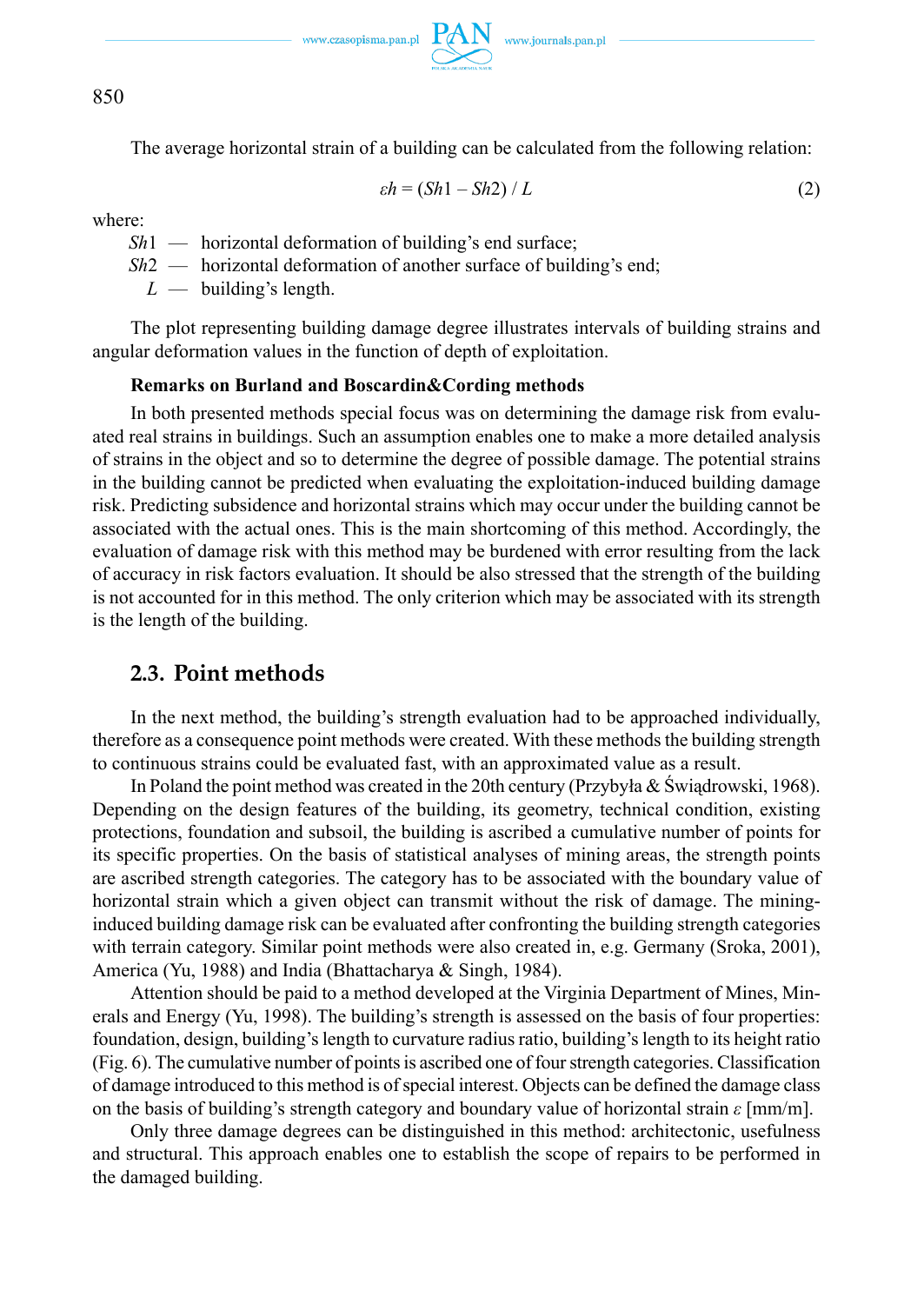The average horizontal strain of a building can be calculated from the following relation:

$$\varepsilon h = (Sh1 - Sh2) / L \tag{2}$$

where:

- $Sh1$ — horizontal deformation of building's end surface;
- $Sh2$ — horizontal deformation of another surface of building's end;
- $L$ — building's length.

The plot representing building damage degree illustrates intervals of building strains and angular deformation values in the function of depth of exploitation.

**Remarks on Burland and Boscardin&Cording methods**

In both presented methods special focus was on determining the damage risk from evaluated real strains in buildings. Such an assumption enables one to make a more detailed analysis of strains in the object and so to determine the degree of possible damage. The potential strains in the building cannot be predicted when evaluating the exploitation-induced building damage risk. Predicting subsidence and horizontal strains which may occur under the building cannot be associated with the actual ones. This is the main shortcoming of this method. Accordingly, the evaluation of damage risk with this method may be burdened with error resulting from the lack of accuracy in risk factors evaluation. It should be also stressed that the strength of the building is not accounted for in this method. The only criterion which may be associated with its strength is the length of the building.

## 2.3. Point methods

In the next method, the building's strength evaluation had to be approached individually, therefore as a consequence point methods were created. With these methods the building strength to continuous strains could be evaluated fast, with an approximated value as a result.

In Poland the point method was created in the 20th century (Przybyła & Świądrowski, 1968). Depending on the design features of the building, its geometry, technical condition, existing protections, foundation and subsoil, the building is ascribed a cumulative number of points for its specific properties. On the basis of statistical analyses of mining areas, the strength points are ascribed strength categories. The category has to be associated with the boundary value of horizontal strain which a given object can transmit without the risk of damage. The mining-induced building damage risk can be evaluated after confronting the building strength categories with terrain category. Similar point methods were also created in, e.g. Germany (Sroka, 2001), America (Yu, 1988) and India (Bhattacharya & Singh, 1984).

Attention should be paid to a method developed at the Virginia Department of Mines, Minerals and Energy (Yu, 1998). The building's strength is assessed on the basis of four properties: foundation, design, building's length to curvature radius ratio, building's length to its height ratio (Fig. 6). The cumulative number of points is ascribed one of four strength categories. Classification of damage introduced to this method is of special interest. Objects can be defined the damage class on the basis of building's strength category and boundary value of horizontal strain $\varepsilon$ [mm/m].

Only three damage degrees can be distinguished in this method: architectonic, usefulness and structural. This approach enables one to establish the scope of repairs to be performed in the damaged building.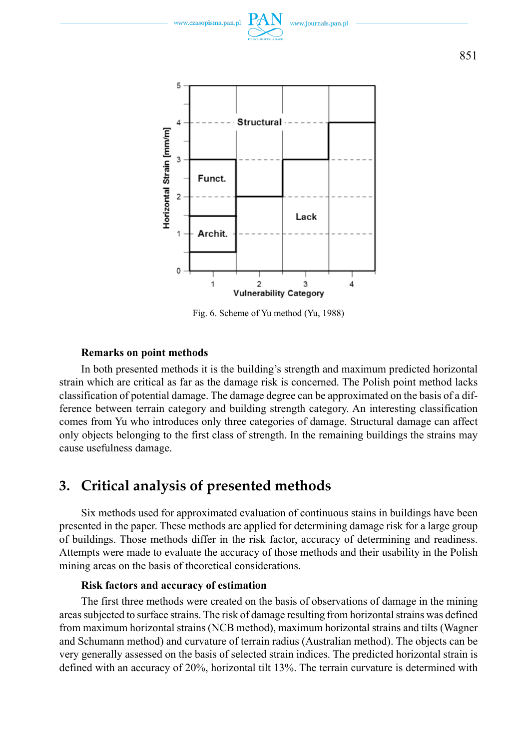Fig. 6. Scheme of Yu method (Yu, 1988)

**Remarks on point methods**

In both presented methods it is the building's strength and maximum predicted horizontal strain which are critical as far as the damage risk is concerned. The Polish point method lacks classification of potential damage. The damage degree can be approximated on the basis of a difference between terrain category and building strength category. An interesting classification comes from Yu who introduces only three categories of damage. Structural damage can affect only objects belonging to the first class of strength. In the remaining buildings the strains may cause usefulness damage.

## 3. Critical analysis of presented methods

Six methods used for approximated evaluation of continuous stains in buildings have been presented in the paper. These methods are applied for determining damage risk for a large group of buildings. Those methods differ in the risk factor, accuracy of determining and readiness. Attempts were made to evaluate the accuracy of those methods and their usability in the Polish mining areas on the basis of theoretical considerations.

**Risk factors and accuracy of estimation**

The first three methods were created on the basis of observations of damage in the mining areas subjected to surface strains. The risk of damage resulting from horizontal strains was defined from maximum horizontal strains (NCB method), maximum horizontal strains and tilts (Wagner and Schumann method) and curvature of terrain radius (Australian method). The objects can be very generally assessed on the basis of selected strain indices. The predicted horizontal strain is defined with an accuracy of 20%, horizontal tilt 13%. The terrain curvature is determined with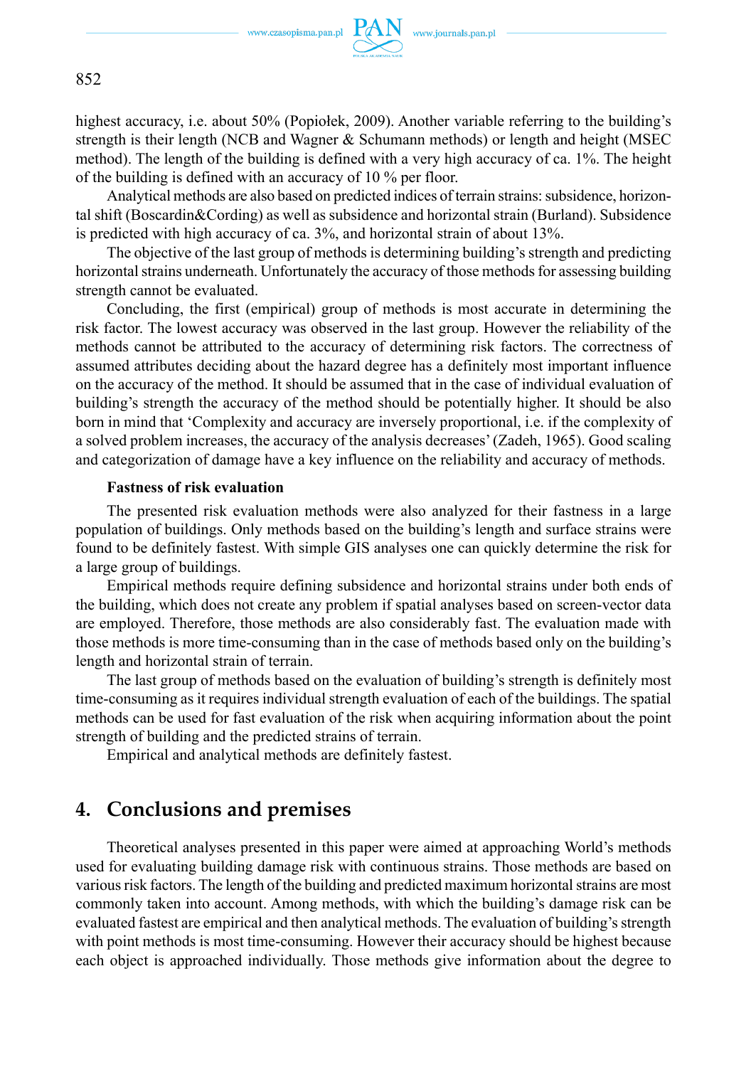highest accuracy, i.e. about 50% (Popiołek, 2009). Another variable referring to the building's strength is their length (NCB and Wagner & Schumann methods) or length and height (MSEC method). The length of the building is defined with a very high accuracy of ca. 1%. The height of the building is defined with an accuracy of 10 % per floor.

Analytical methods are also based on predicted indices of terrain strains: subsidence, horizontal shift (Boscardin&Cording) as well as subsidence and horizontal strain (Burland). Subsidence is predicted with high accuracy of ca. 3%, and horizontal strain of about 13%.

The objective of the last group of methods is determining building's strength and predicting horizontal strains underneath. Unfortunately the accuracy of those methods for assessing building strength cannot be evaluated.

Concluding, the first (empirical) group of methods is most accurate in determining the risk factor. The lowest accuracy was observed in the last group. However the reliability of the methods cannot be attributed to the accuracy of determining risk factors. The correctness of assumed attributes deciding about the hazard degree has a definitely most important influence on the accuracy of the method. It should be assumed that in the case of individual evaluation of building's strength the accuracy of the method should be potentially higher. It should be also born in mind that 'Complexity and accuracy are inversely proportional, i.e. if the complexity of a solved problem increases, the accuracy of the analysis decreases' (Zadeh, 1965). Good scaling and categorization of damage have a key influence on the reliability and accuracy of methods.

**Fastness of risk evaluation**

The presented risk evaluation methods were also analyzed for their fastness in a large population of buildings. Only methods based on the building's length and surface strains were found to be definitely fastest. With simple GIS analyses one can quickly determine the risk for a large group of buildings.

Empirical methods require defining subsidence and horizontal strains under both ends of the building, which does not create any problem if spatial analyses based on screen-vector data are employed. Therefore, those methods are also considerably fast. The evaluation made with those methods is more time-consuming than in the case of methods based only on the building's length and horizontal strain of terrain.

The last group of methods based on the evaluation of building's strength is definitely most time-consuming as it requires individual strength evaluation of each of the buildings. The spatial methods can be used for fast evaluation of the risk when acquiring information about the point strength of building and the predicted strains of terrain.

Empirical and analytical methods are definitely fastest.

## 4. Conclusions and premises

Theoretical analyses presented in this paper were aimed at approaching World's methods used for evaluating building damage risk with continuous strains. Those methods are based on various risk factors. The length of the building and predicted maximum horizontal strains are most commonly taken into account. Among methods, with which the building's damage risk can be evaluated fastest are empirical and then analytical methods. The evaluation of building's strength with point methods is most time-consuming. However their accuracy should be highest because each object is approached individually. Those methods give information about the degree to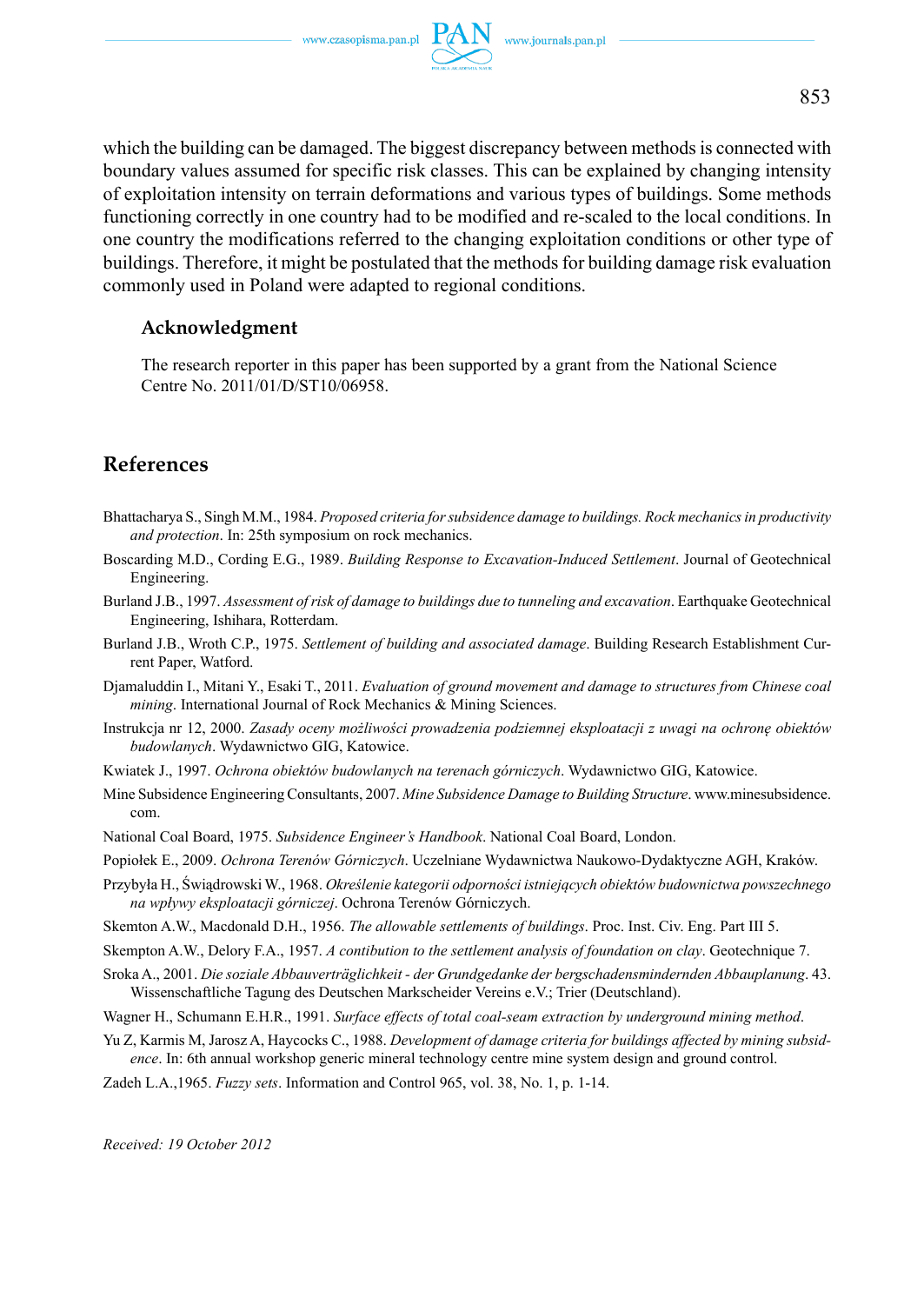which the building can be damaged. The biggest discrepancy between methods is connected with boundary values assumed for specific risk classes. This can be explained by changing intensity of exploitation intensity on terrain deformations and various types of buildings. Some methods functioning correctly in one country had to be modified and re-scaled to the local conditions. In one country the modifications referred to the changing exploitation conditions or other type of buildings. Therefore, it might be postulated that the methods for building damage risk evaluation commonly used in Poland were adapted to regional conditions.

### Acknowledgment

The research reporter in this paper has been supported by a grant from the National Science Centre No. 2011/01/D/ST10/06958.

## References

Bhattacharya S., Singh M.M., 1984. *Proposed criteria for subsidence damage to buildings. Rock mechanics in productivity and protection*. In: 25th symposium on rock mechanics.

Boscarding M.D., Cording E.G., 1989. *Building Response to Excavation-Induced Settlement*. Journal of Geotechnical Engineering.

Burland J.B., 1997. *Assessment of risk of damage to buildings due to tunneling and excavation*. Earthquake Geotechnical Engineering, Ishihara, Rotterdam.

Burland J.B., Wroth C.P., 1975. *Settlement of building and associated damage*. Building Research Establishment Current Paper, Watford.

Djamaluddin I., Mitani Y., Esaki T., 2011. *Evaluation of ground movement and damage to structures from Chinese coal mining*. International Journal of Rock Mechanics & Mining Sciences.

Instrukcja nr 12, 2000. *Zasady oceny możliwości prowadzenia podziemnej eksploatacji z uwagi na ochronę obiektów budowlanych*. Wydawnictwo GIG, Katowice.

Kwiatek J., 1997. *Ochrona obiektów budowlanych na terenach górniczych*. Wydawnictwo GIG, Katowice.

Mine Subsidence Engineering Consultants, 2007. *Mine Subsidence Damage to Building Structure*. www.minesubsidence.com.

National Coal Board, 1975. *Subsidence Engineer's Handbook*. National Coal Board, London.

Popiołek E., 2009. *Ochrona Terenów Górniczych*. Uczelniane Wydawnictwa Naukowo-Dydaktyczne AGH, Kraków.

Przybyła H., Świądrowski W., 1968. *Określenie kategorii odporności istniejących obiektów budownictwa powszechnego na wpływy eksploatacji górniczej*. Ochrona Terenów Górniczych.

Skemton A.W., Macdonald D.H., 1956. *The allowable settlements of buildings*. Proc. Inst. Civ. Eng. Part III 5.

Skempton A.W., Delory F.A., 1957. *A contibution to the settlement analysis of foundation on clay*. Geotechnique 7.

Sroka A., 2001. *Die soziale Abbauverträglichkeit - der Grundgedanke der bergschadensmindernden Abbauplanung*. 43. Wissenschaftliche Tagung des Deutschen Markscheider Vereins e.V.; Trier (Deutschland).

Wagner H., Schumann E.H.R., 1991. *Surface effects of total coal-seam extraction by underground mining method*.

Yu Z, Karmis M, Jarosz A, Haycocks C., 1988. *Development of damage criteria for buildings affected by mining subsidence*. In: 6th annual workshop generic mineral technology centre mine system design and ground control.

Zadeh L.A.,1965. *Fuzzy sets*. Information and Control 965, vol. 38, No. 1, p. 1-14.

*Received: 19 October 2012*